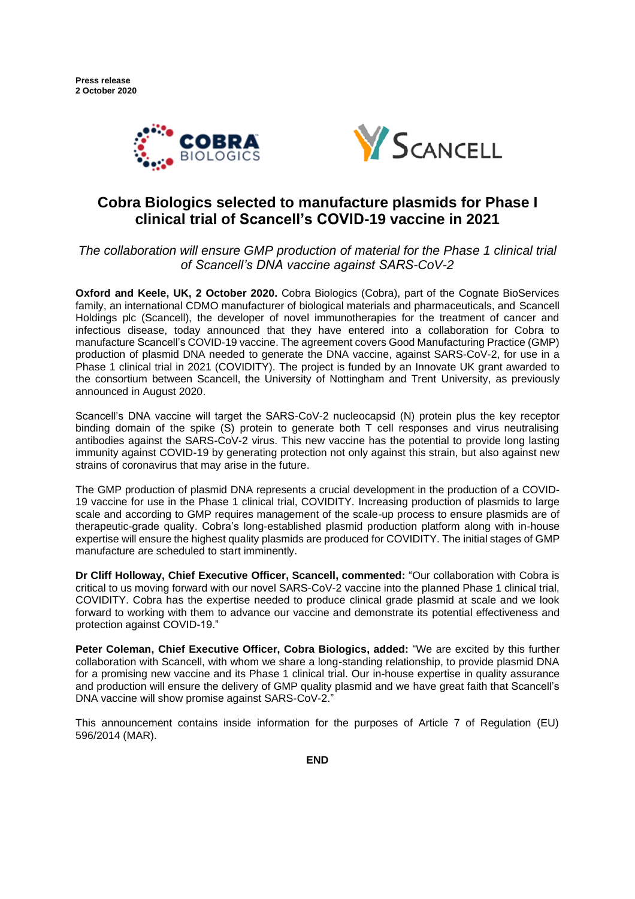**Press release**
**2 October 2020**

# Cobra Biologics selected to manufacture plasmids for Phase I clinical trial of Scancell's COVID-19 vaccine in 2021

*The collaboration will ensure GMP production of material for the Phase 1 clinical trial of Scancell's DNA vaccine against SARS-CoV-2*

**Oxford and Keele, UK, 2 October 2020.** Cobra Biologics (Cobra), part of the Cognate BioServices family, an international CDMO manufacturer of biological materials and pharmaceuticals, and Scancell Holdings plc (Scancell), the developer of novel immunotherapies for the treatment of cancer and infectious disease, today announced that they have entered into a collaboration for Cobra to manufacture Scancell's COVID-19 vaccine. The agreement covers Good Manufacturing Practice (GMP) production of plasmid DNA needed to generate the DNA vaccine, against SARS-CoV-2, for use in a Phase 1 clinical trial in 2021 (COVIDITY). The project is funded by an Innovate UK grant awarded to the consortium between Scancell, the University of Nottingham and Trent University, as previously announced in August 2020.

Scancell's DNA vaccine will target the SARS-CoV-2 nucleocapsid (N) protein plus the key receptor binding domain of the spike (S) protein to generate both T cell responses and virus neutralising antibodies against the SARS-CoV-2 virus. This new vaccine has the potential to provide long lasting immunity against COVID-19 by generating protection not only against this strain, but also against new strains of coronavirus that may arise in the future.

The GMP production of plasmid DNA represents a crucial development in the production of a COVID-19 vaccine for use in the Phase 1 clinical trial, COVIDITY. Increasing production of plasmids to large scale and according to GMP requires management of the scale-up process to ensure plasmids are of therapeutic-grade quality. Cobra's long-established plasmid production platform along with in-house expertise will ensure the highest quality plasmids are produced for COVIDITY. The initial stages of GMP manufacture are scheduled to start imminently.

**Dr Cliff Holloway, Chief Executive Officer, Scancell, commented:** "Our collaboration with Cobra is critical to us moving forward with our novel SARS-CoV-2 vaccine into the planned Phase 1 clinical trial, COVIDITY. Cobra has the expertise needed to produce clinical grade plasmid at scale and we look forward to working with them to advance our vaccine and demonstrate its potential effectiveness and protection against COVID-19."

**Peter Coleman, Chief Executive Officer, Cobra Biologics, added:** "We are excited by this further collaboration with Scancell, with whom we share a long-standing relationship, to provide plasmid DNA for a promising new vaccine and its Phase 1 clinical trial. Our in-house expertise in quality assurance and production will ensure the delivery of GMP quality plasmid and we have great faith that Scancell's DNA vaccine will show promise against SARS-CoV-2."

This announcement contains inside information for the purposes of Article 7 of Regulation (EU) 596/2014 (MAR).

**END**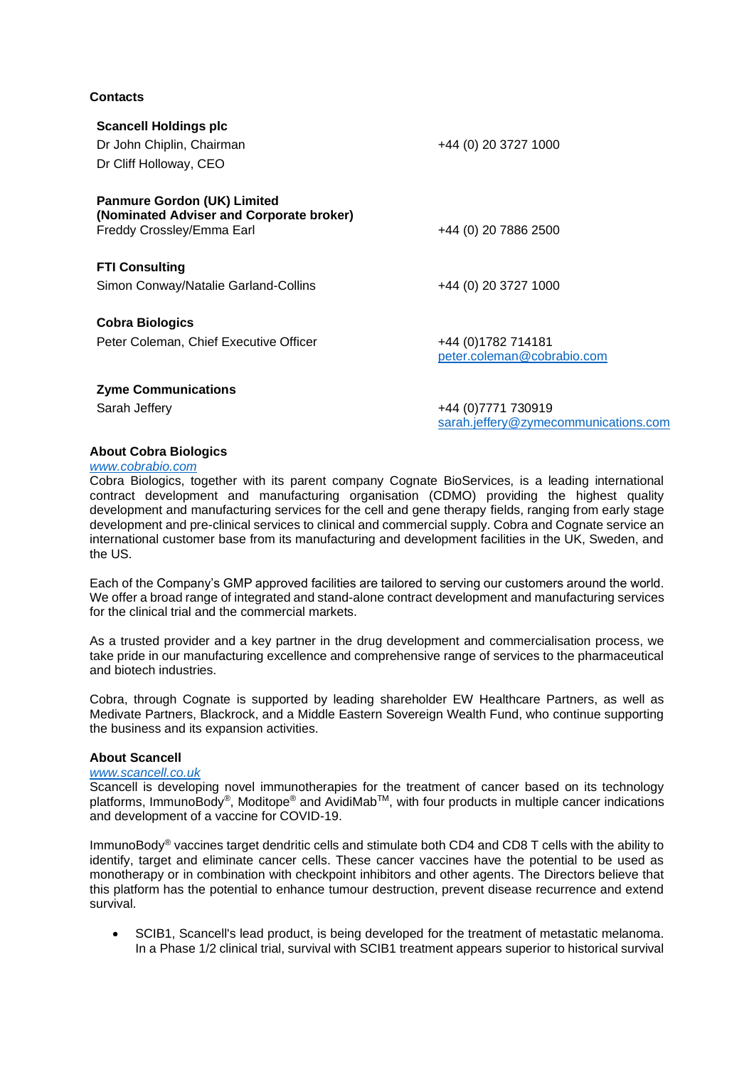**Contacts**

**Scancell Holdings plc**
Dr John Chiplin, Chairman — +44 (0) 20 3727 1000
Dr Cliff Holloway, CEO

**Panmure Gordon (UK) Limited**
**(Nominated Adviser and Corporate broker)**
Freddy Crossley/Emma Earl — +44 (0) 20 7886 2500

**FTI Consulting**
Simon Conway/Natalie Garland-Collins — +44 (0) 20 3727 1000

**Cobra Biologics**
Peter Coleman, Chief Executive Officer — +44 (0)1782 714181
peter.coleman@cobrabio.com

**Zyme Communications**
Sarah Jeffery — +44 (0)7771 730919
sarah.jeffery@zymecommunications.com

**About Cobra Biologics**

*www.cobrabio.com*

Cobra Biologics, together with its parent company Cognate BioServices, is a leading international contract development and manufacturing organisation (CDMO) providing the highest quality development and manufacturing services for the cell and gene therapy fields, ranging from early stage development and pre-clinical services to clinical and commercial supply. Cobra and Cognate service an international customer base from its manufacturing and development facilities in the UK, Sweden, and the US.

Each of the Company's GMP approved facilities are tailored to serving our customers around the world. We offer a broad range of integrated and stand-alone contract development and manufacturing services for the clinical trial and the commercial markets.

As a trusted provider and a key partner in the drug development and commercialisation process, we take pride in our manufacturing excellence and comprehensive range of services to the pharmaceutical and biotech industries.

Cobra, through Cognate is supported by leading shareholder EW Healthcare Partners, as well as Medivate Partners, Blackrock, and a Middle Eastern Sovereign Wealth Fund, who continue supporting the business and its expansion activities.

**About Scancell**

*www.scancell.co.uk*

Scancell is developing novel immunotherapies for the treatment of cancer based on its technology platforms, ImmunoBody®, Moditope® and AvidiMab™, with four products in multiple cancer indications and development of a vaccine for COVID-19.

ImmunoBody® vaccines target dendritic cells and stimulate both CD4 and CD8 T cells with the ability to identify, target and eliminate cancer cells. These cancer vaccines have the potential to be used as monotherapy or in combination with checkpoint inhibitors and other agents. The Directors believe that this platform has the potential to enhance tumour destruction, prevent disease recurrence and extend survival.

- SCIB1, Scancell's lead product, is being developed for the treatment of metastatic melanoma. In a Phase 1/2 clinical trial, survival with SCIB1 treatment appears superior to historical survival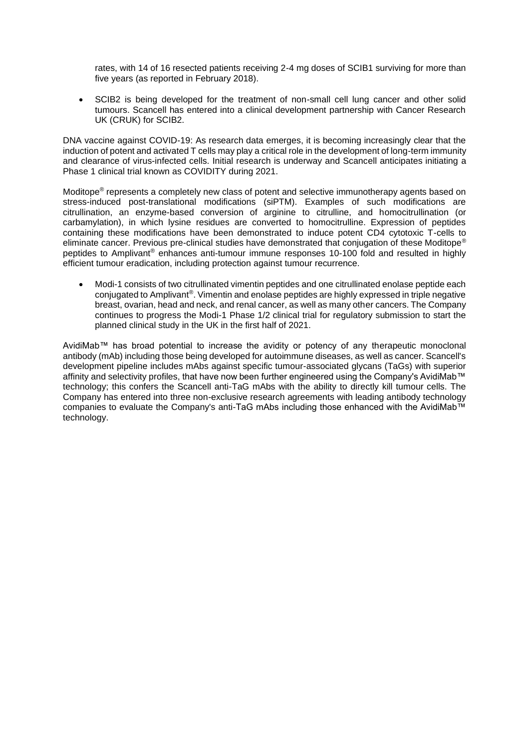rates, with 14 of 16 resected patients receiving 2-4 mg doses of SCIB1 surviving for more than five years (as reported in February 2018).

- SCIB2 is being developed for the treatment of non-small cell lung cancer and other solid tumours. Scancell has entered into a clinical development partnership with Cancer Research UK (CRUK) for SCIB2.

DNA vaccine against COVID-19: As research data emerges, it is becoming increasingly clear that the induction of potent and activated T cells may play a critical role in the development of long-term immunity and clearance of virus-infected cells. Initial research is underway and Scancell anticipates initiating a Phase 1 clinical trial known as COVIDITY during 2021.

Moditope® represents a completely new class of potent and selective immunotherapy agents based on stress-induced post-translational modifications (siPTM). Examples of such modifications are citrullination, an enzyme-based conversion of arginine to citrulline, and homocitrullination (or carbamylation), in which lysine residues are converted to homocitrulline. Expression of peptides containing these modifications have been demonstrated to induce potent CD4 cytotoxic T-cells to eliminate cancer. Previous pre-clinical studies have demonstrated that conjugation of these Moditope® peptides to Amplivant® enhances anti-tumour immune responses 10-100 fold and resulted in highly efficient tumour eradication, including protection against tumour recurrence.

- Modi-1 consists of two citrullinated vimentin peptides and one citrullinated enolase peptide each conjugated to Amplivant®. Vimentin and enolase peptides are highly expressed in triple negative breast, ovarian, head and neck, and renal cancer, as well as many other cancers. The Company continues to progress the Modi-1 Phase 1/2 clinical trial for regulatory submission to start the planned clinical study in the UK in the first half of 2021.

AvidiMab™ has broad potential to increase the avidity or potency of any therapeutic monoclonal antibody (mAb) including those being developed for autoimmune diseases, as well as cancer. Scancell's development pipeline includes mAbs against specific tumour-associated glycans (TaGs) with superior affinity and selectivity profiles, that have now been further engineered using the Company's AvidiMab™ technology; this confers the Scancell anti-TaG mAbs with the ability to directly kill tumour cells. The Company has entered into three non-exclusive research agreements with leading antibody technology companies to evaluate the Company's anti-TaG mAbs including those enhanced with the AvidiMab™ technology.